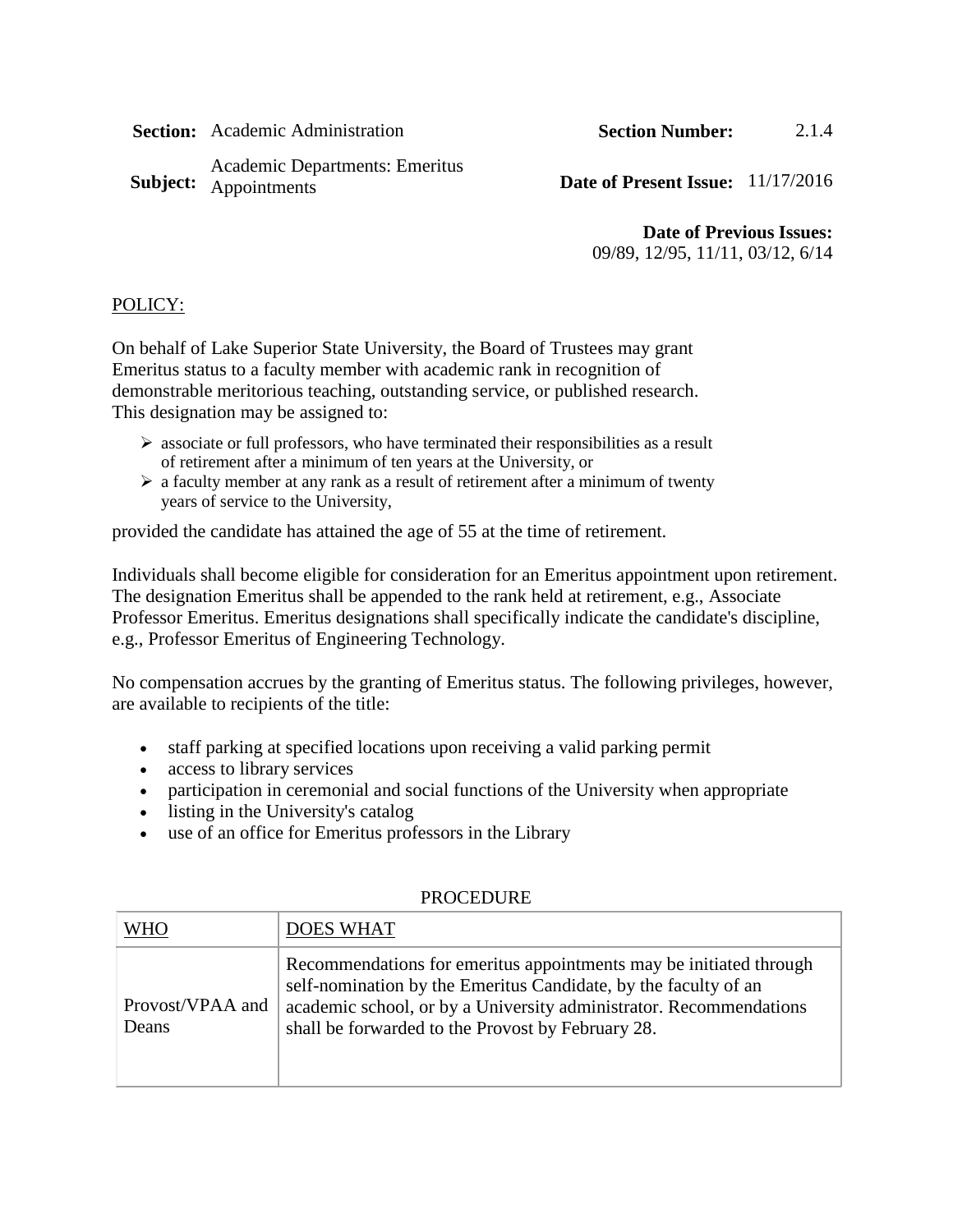**Section:** Academic Administration **Section Number:** 2.1.4

**Subject:** Academic Departments: Emeritus Appointments **Date of Present Issue:** 11/17/2016

**Date of Previous Issues:** 09/89, 12/95, 11/11, 03/12, 6/14

POLICY:

On behalf of Lake Superior State University, the Board of Trustees may grant Emeritus status to a faculty member with academic rank in recognition of demonstrable meritorious teaching, outstanding service, or published research. This designation may be assigned to:

- associate or full professors, who have terminated their responsibilities as a result of retirement after a minimum of ten years at the University, or
- a faculty member at any rank as a result of retirement after a minimum of twenty years of service to the University,

provided the candidate has attained the age of 55 at the time of retirement.

Individuals shall become eligible for consideration for an Emeritus appointment upon retirement. The designation Emeritus shall be appended to the rank held at retirement, e.g., Associate Professor Emeritus. Emeritus designations shall specifically indicate the candidate's discipline, e.g., Professor Emeritus of Engineering Technology.

No compensation accrues by the granting of Emeritus status. The following privileges, however, are available to recipients of the title:

- staff parking at specified locations upon receiving a valid parking permit
- access to library services
- participation in ceremonial and social functions of the University when appropriate
- listing in the University's catalog
- use of an office for Emeritus professors in the Library

PROCEDURE

| WHO | DOES WHAT |
|---|---|
| Provost/VPAA and Deans | Recommendations for emeritus appointments may be initiated through self-nomination by the Emeritus Candidate, by the faculty of an academic school, or by a University administrator. Recommendations shall be forwarded to the Provost by February 28. |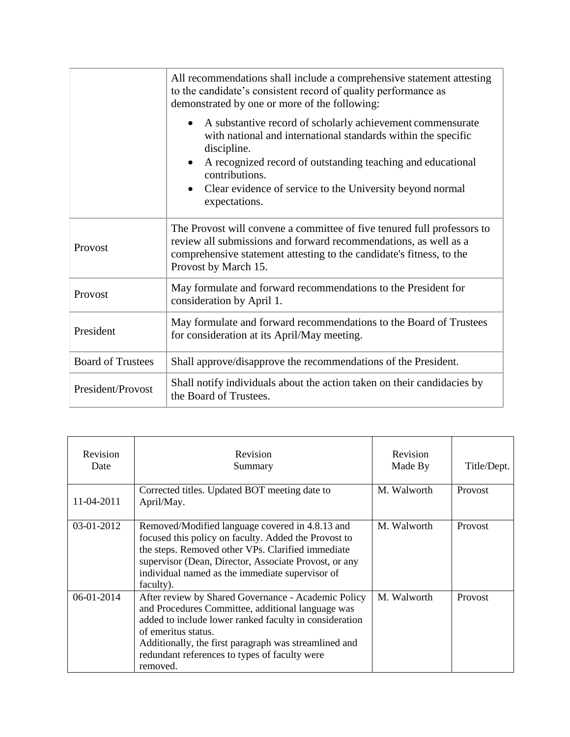| | |
|---|---|
| | All recommendations shall include a comprehensive statement attesting to the candidate's consistent record of quality performance as demonstrated by one or more of the following:<br>• A substantive record of scholarly achievement commensurate with national and international standards within the specific discipline.<br>• A recognized record of outstanding teaching and educational contributions.<br>• Clear evidence of service to the University beyond normal expectations. |
| Provost | The Provost will convene a committee of five tenured full professors to review all submissions and forward recommendations, as well as a comprehensive statement attesting to the candidate's fitness, to the Provost by March 15. |
| Provost | May formulate and forward recommendations to the President for consideration by April 1. |
| President | May formulate and forward recommendations to the Board of Trustees for consideration at its April/May meeting. |
| Board of Trustees | Shall approve/disapprove the recommendations of the President. |
| President/Provost | Shall notify individuals about the action taken on their candidacies by the Board of Trustees. |

| Revision Date | Revision Summary | Revision Made By | Title/Dept. |
|---|---|---|---|
| 11-04-2011 | Corrected titles. Updated BOT meeting date to April/May. | M. Walworth | Provost |
| 03-01-2012 | Removed/Modified language covered in 4.8.13 and focused this policy on faculty. Added the Provost to the steps. Removed other VPs. Clarified immediate supervisor (Dean, Director, Associate Provost, or any individual named as the immediate supervisor of faculty). | M. Walworth | Provost |
| 06-01-2014 | After review by Shared Governance - Academic Policy and Procedures Committee, additional language was added to include lower ranked faculty in consideration of emeritus status.<br>Additionally, the first paragraph was streamlined and redundant references to types of faculty were removed. | M. Walworth | Provost |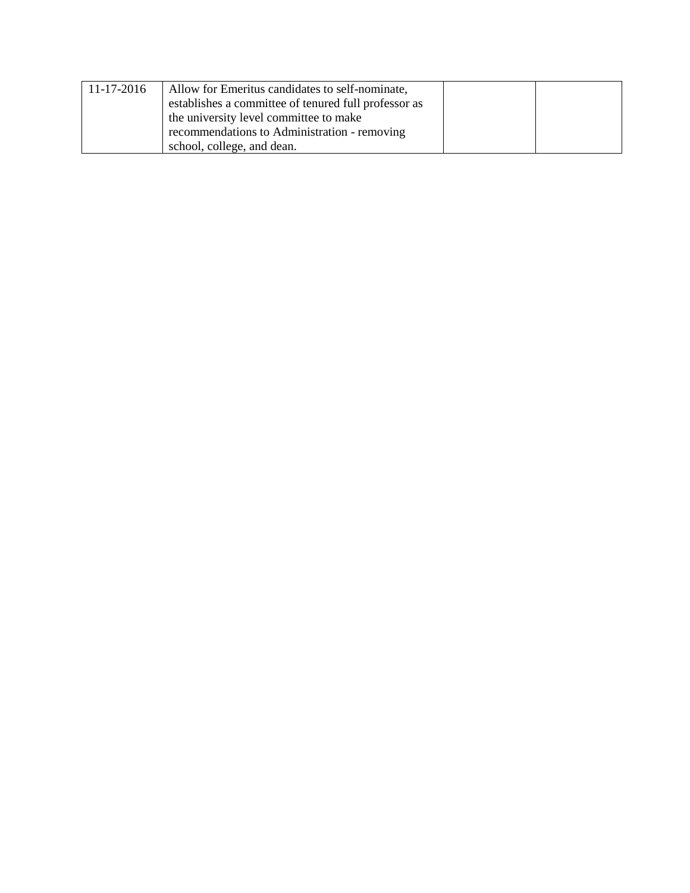| | | | |
|---|---|---|---|
| 11-17-2016 | Allow for Emeritus candidates to self-nominate, establishes a committee of tenured full professor as the university level committee to make recommendations to Administration - removing school, college, and dean. | | |